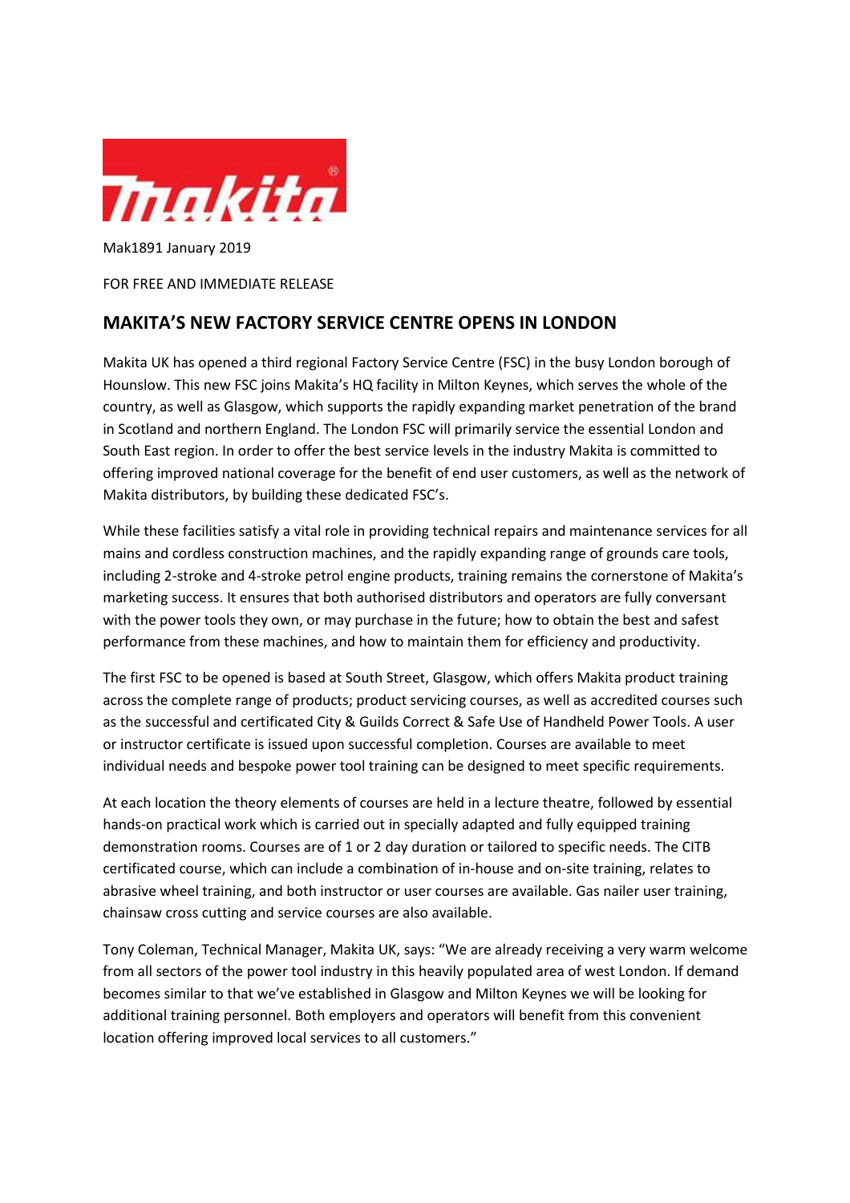Mak1891 January 2019

FOR FREE AND IMMEDIATE RELEASE

## MAKITA'S NEW FACTORY SERVICE CENTRE OPENS IN LONDON

Makita UK has opened a third regional Factory Service Centre (FSC) in the busy London borough of Hounslow. This new FSC joins Makita's HQ facility in Milton Keynes, which serves the whole of the country, as well as Glasgow, which supports the rapidly expanding market penetration of the brand in Scotland and northern England. The London FSC will primarily service the essential London and South East region. In order to offer the best service levels in the industry Makita is committed to offering improved national coverage for the benefit of end user customers, as well as the network of Makita distributors, by building these dedicated FSC's.

While these facilities satisfy a vital role in providing technical repairs and maintenance services for all mains and cordless construction machines, and the rapidly expanding range of grounds care tools, including 2-stroke and 4-stroke petrol engine products, training remains the cornerstone of Makita's marketing success. It ensures that both authorised distributors and operators are fully conversant with the power tools they own, or may purchase in the future; how to obtain the best and safest performance from these machines, and how to maintain them for efficiency and productivity.

The first FSC to be opened is based at South Street, Glasgow, which offers Makita product training across the complete range of products; product servicing courses, as well as accredited courses such as the successful and certificated City & Guilds Correct & Safe Use of Handheld Power Tools. A user or instructor certificate is issued upon successful completion. Courses are available to meet individual needs and bespoke power tool training can be designed to meet specific requirements.

At each location the theory elements of courses are held in a lecture theatre, followed by essential hands-on practical work which is carried out in specially adapted and fully equipped training demonstration rooms. Courses are of 1 or 2 day duration or tailored to specific needs. The CITB certificated course, which can include a combination of in-house and on-site training, relates to abrasive wheel training, and both instructor or user courses are available. Gas nailer user training, chainsaw cross cutting and service courses are also available.

Tony Coleman, Technical Manager, Makita UK, says: "We are already receiving a very warm welcome from all sectors of the power tool industry in this heavily populated area of west London. If demand becomes similar to that we've established in Glasgow and Milton Keynes we will be looking for additional training personnel. Both employers and operators will benefit from this convenient location offering improved local services to all customers."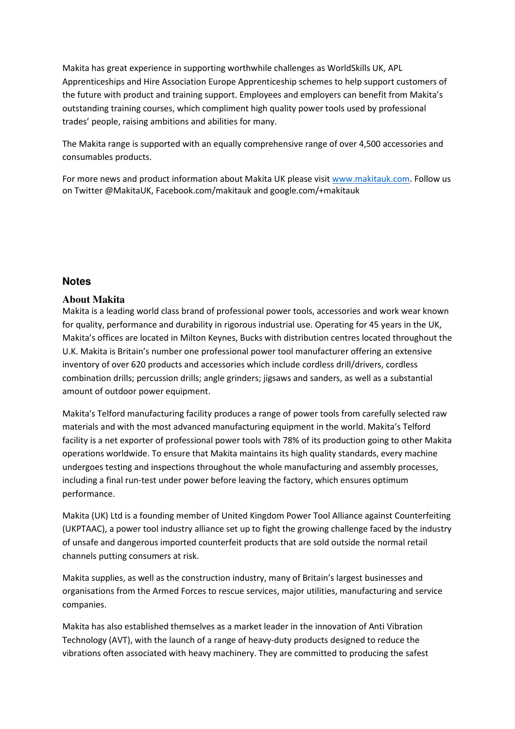Makita has great experience in supporting worthwhile challenges as WorldSkills UK, APL Apprenticeships and Hire Association Europe Apprenticeship schemes to help support customers of the future with product and training support. Employees and employers can benefit from Makita's outstanding training courses, which compliment high quality power tools used by professional trades' people, raising ambitions and abilities for many.

The Makita range is supported with an equally comprehensive range of over 4,500 accessories and consumables products.

For more news and product information about Makita UK please visit [www.makitauk.com](http://www.makitauk.com). Follow us on Twitter @MakitaUK, Facebook.com/makitauk and google.com/+makitauk

## Notes

### About Makita

Makita is a leading world class brand of professional power tools, accessories and work wear known for quality, performance and durability in rigorous industrial use. Operating for 45 years in the UK, Makita's offices are located in Milton Keynes, Bucks with distribution centres located throughout the U.K. Makita is Britain's number one professional power tool manufacturer offering an extensive inventory of over 620 products and accessories which include cordless drill/drivers, cordless combination drills; percussion drills; angle grinders; jigsaws and sanders, as well as a substantial amount of outdoor power equipment.

Makita's Telford manufacturing facility produces a range of power tools from carefully selected raw materials and with the most advanced manufacturing equipment in the world. Makita's Telford facility is a net exporter of professional power tools with 78% of its production going to other Makita operations worldwide. To ensure that Makita maintains its high quality standards, every machine undergoes testing and inspections throughout the whole manufacturing and assembly processes, including a final run-test under power before leaving the factory, which ensures optimum performance.

Makita (UK) Ltd is a founding member of United Kingdom Power Tool Alliance against Counterfeiting (UKPTAAC), a power tool industry alliance set up to fight the growing challenge faced by the industry of unsafe and dangerous imported counterfeit products that are sold outside the normal retail channels putting consumers at risk.

Makita supplies, as well as the construction industry, many of Britain's largest businesses and organisations from the Armed Forces to rescue services, major utilities, manufacturing and service companies.

Makita has also established themselves as a market leader in the innovation of Anti Vibration Technology (AVT), with the launch of a range of heavy-duty products designed to reduce the vibrations often associated with heavy machinery. They are committed to producing the safest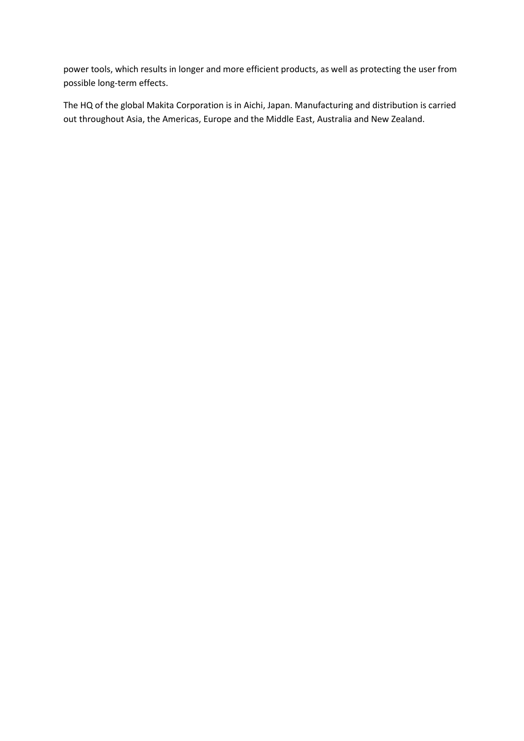power tools, which results in longer and more efficient products, as well as protecting the user from possible long-term effects.

The HQ of the global Makita Corporation is in Aichi, Japan. Manufacturing and distribution is carried out throughout Asia, the Americas, Europe and the Middle East, Australia and New Zealand.